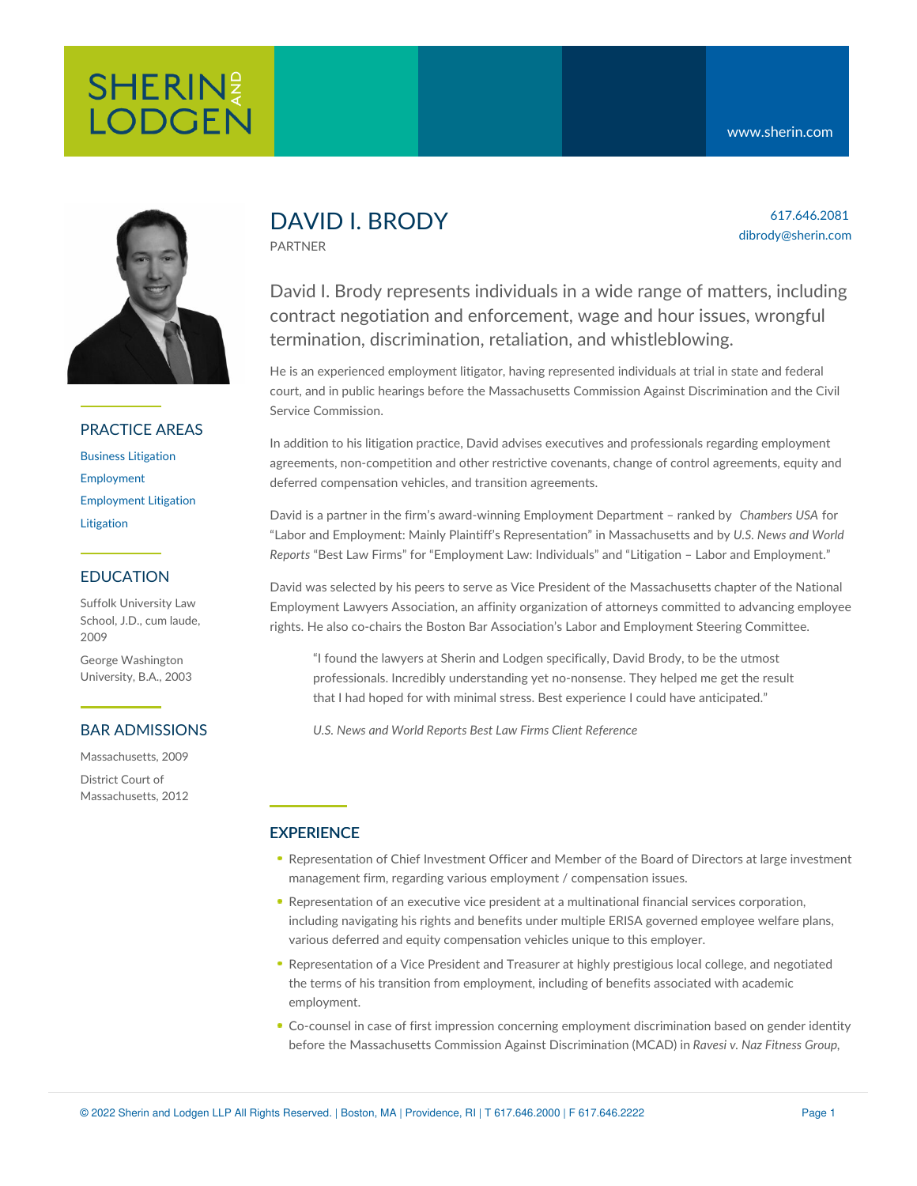SHERIN AND LODGEN

www.sherin.com

# DAVID I. BRODY

PARTNER

617.646.2081
dibrody@sherin.com

David I. Brody represents individuals in a wide range of matters, including contract negotiation and enforcement, wage and hour issues, wrongful termination, discrimination, retaliation, and whistleblowing.

He is an experienced employment litigator, having represented individuals at trial in state and federal court, and in public hearings before the Massachusetts Commission Against Discrimination and the Civil Service Commission.

In addition to his litigation practice, David advises executives and professionals regarding employment agreements, non-competition and other restrictive covenants, change of control agreements, equity and deferred compensation vehicles, and transition agreements.

David is a partner in the firm's award-winning Employment Department – ranked by *Chambers USA* for "Labor and Employment: Mainly Plaintiff's Representation" in Massachusetts and by *U.S. News and World Reports* "Best Law Firms" for "Employment Law: Individuals" and "Litigation – Labor and Employment."

David was selected by his peers to serve as Vice President of the Massachusetts chapter of the National Employment Lawyers Association, an affinity organization of attorneys committed to advancing employee rights. He also co-chairs the Boston Bar Association's Labor and Employment Steering Committee.

> "I found the lawyers at Sherin and Lodgen specifically, David Brody, to be the utmost professionals. Incredibly understanding yet no-nonsense. They helped me get the result that I had hoped for with minimal stress. Best experience I could have anticipated."
>
> *U.S. News and World Reports Best Law Firms Client Reference*

## PRACTICE AREAS

- Business Litigation
- Employment
- Employment Litigation
- Litigation

## EDUCATION

Suffolk University Law School, J.D., cum laude, 2009

George Washington University, B.A., 2003

## BAR ADMISSIONS

Massachusetts, 2009

District Court of Massachusetts, 2012

## EXPERIENCE

- Representation of Chief Investment Officer and Member of the Board of Directors at large investment management firm, regarding various employment / compensation issues.
- Representation of an executive vice president at a multinational financial services corporation, including navigating his rights and benefits under multiple ERISA governed employee welfare plans, various deferred and equity compensation vehicles unique to this employer.
- Representation of a Vice President and Treasurer at highly prestigious local college, and negotiated the terms of his transition from employment, including of benefits associated with academic employment.
- Co-counsel in case of first impression concerning employment discrimination based on gender identity before the Massachusetts Commission Against Discrimination (MCAD) in *Ravesi v. Naz Fitness Group,*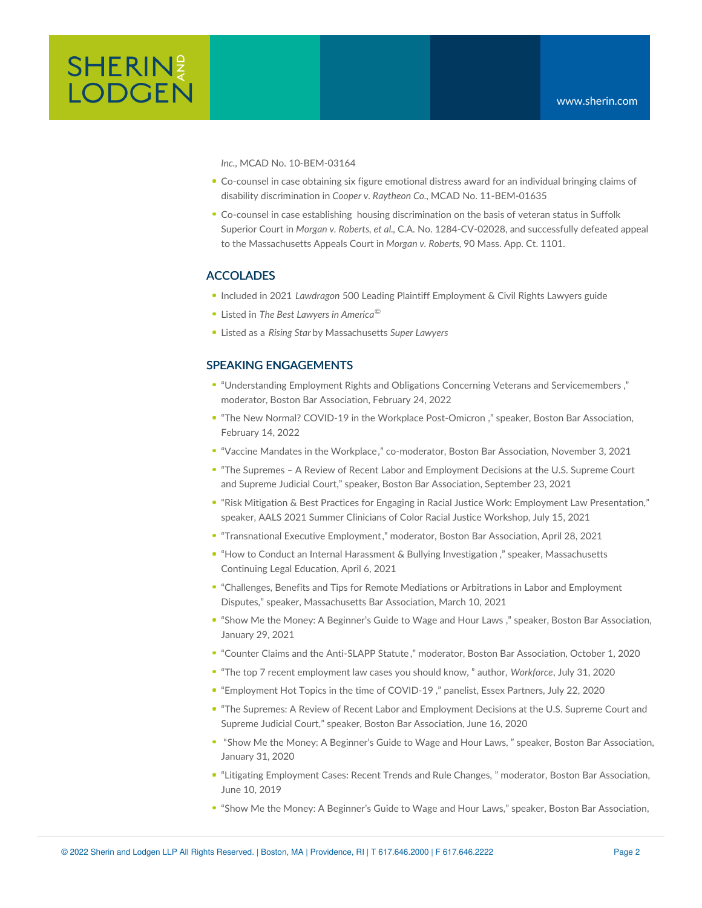*Inc.*, MCAD No. 10-BEM-03164

- Co-counsel in case obtaining six figure emotional distress award for an individual bringing claims of disability discrimination in *Cooper v. Raytheon Co.*, MCAD No. 11-BEM-01635
- Co-counsel in case establishing housing discrimination on the basis of veteran status in Suffolk Superior Court in *Morgan v. Roberts, et al.*, C.A. No. 1284-CV-02028, and successfully defeated appeal to the Massachusetts Appeals Court in *Morgan v. Roberts*, 90 Mass. App. Ct. 1101.

## ACCOLADES

- Included in 2021 *Lawdragon* 500 Leading Plaintiff Employment & Civil Rights Lawyers guide
- Listed in *The Best Lawyers in America*©
- Listed as a *Rising Star* by Massachusetts *Super Lawyers*

## SPEAKING ENGAGEMENTS

- "Understanding Employment Rights and Obligations Concerning Veterans and Servicemembers," moderator, Boston Bar Association, February 24, 2022
- "The New Normal? COVID-19 in the Workplace Post-Omicron," speaker, Boston Bar Association, February 14, 2022
- "Vaccine Mandates in the Workplace," co-moderator, Boston Bar Association, November 3, 2021
- "The Supremes – A Review of Recent Labor and Employment Decisions at the U.S. Supreme Court and Supreme Judicial Court," speaker, Boston Bar Association, September 23, 2021
- "Risk Mitigation & Best Practices for Engaging in Racial Justice Work: Employment Law Presentation," speaker, AALS 2021 Summer Clinicians of Color Racial Justice Workshop, July 15, 2021
- "Transnational Executive Employment," moderator, Boston Bar Association, April 28, 2021
- "How to Conduct an Internal Harassment & Bullying Investigation," speaker, Massachusetts Continuing Legal Education, April 6, 2021
- "Challenges, Benefits and Tips for Remote Mediations or Arbitrations in Labor and Employment Disputes," speaker, Massachusetts Bar Association, March 10, 2021
- "Show Me the Money: A Beginner's Guide to Wage and Hour Laws," speaker, Boston Bar Association, January 29, 2021
- "Counter Claims and the Anti-SLAPP Statute," moderator, Boston Bar Association, October 1, 2020
- "The top 7 recent employment law cases you should know," author, *Workforce*, July 31, 2020
- "Employment Hot Topics in the time of COVID-19," panelist, Essex Partners, July 22, 2020
- "The Supremes: A Review of Recent Labor and Employment Decisions at the U.S. Supreme Court and Supreme Judicial Court," speaker, Boston Bar Association, June 16, 2020
- "Show Me the Money: A Beginner's Guide to Wage and Hour Laws," speaker, Boston Bar Association, January 31, 2020
- "Litigating Employment Cases: Recent Trends and Rule Changes," moderator, Boston Bar Association, June 10, 2019
- "Show Me the Money: A Beginner's Guide to Wage and Hour Laws," speaker, Boston Bar Association,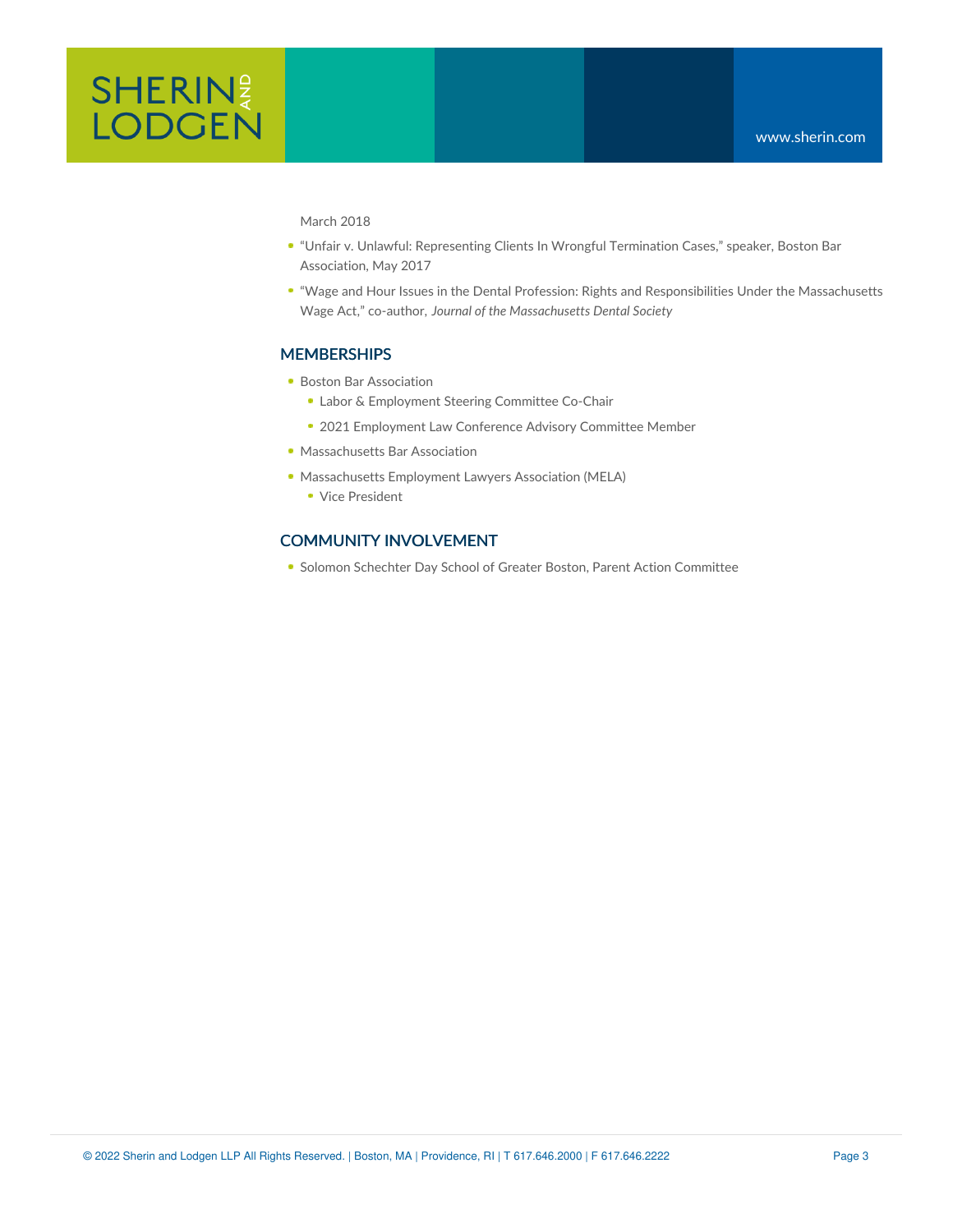March 2018

- "Unfair v. Unlawful: Representing Clients In Wrongful Termination Cases," speaker, Boston Bar Association, May 2017
- "Wage and Hour Issues in the Dental Profession: Rights and Responsibilities Under the Massachusetts Wage Act," co-author, *Journal of the Massachusetts Dental Society*

## MEMBERSHIPS

- Boston Bar Association
  - Labor & Employment Steering Committee Co-Chair
  - 2021 Employment Law Conference Advisory Committee Member
- Massachusetts Bar Association
- Massachusetts Employment Lawyers Association (MELA)
  - Vice President

## COMMUNITY INVOLVEMENT

- Solomon Schechter Day School of Greater Boston, Parent Action Committee